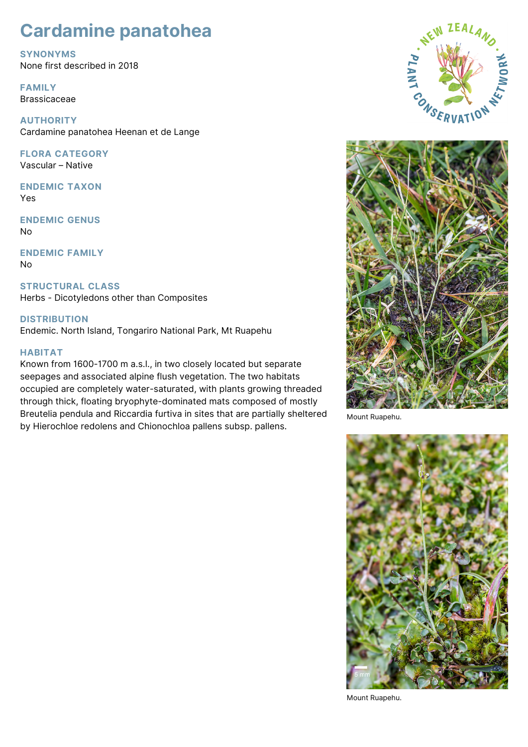# Cardamine panatohea

## SYNONYMS
None first described in 2018

## FAMILY
Brassicaceae

## AUTHORITY
Cardamine panatohea Heenan et de Lange

## FLORA CATEGORY
Vascular – Native

## ENDEMIC TAXON
Yes

## ENDEMIC GENUS
No

## ENDEMIC FAMILY
No

## STRUCTURAL CLASS
Herbs - Dicotyledons other than Composites

## DISTRIBUTION
Endemic. North Island, Tongariro National Park, Mt Ruapehu

## HABITAT
Known from 1600-1700 m a.s.l., in two closely located but separate seepages and associated alpine flush vegetation. The two habitats occupied are completely water-saturated, with plants growing threaded through thick, floating bryophyte-dominated mats composed of mostly Breutelia pendula and Riccardia furtiva in sites that are partially sheltered by Hierochloe redolens and Chionochloa pallens subsp. pallens.

Mount Ruapehu.

Mount Ruapehu.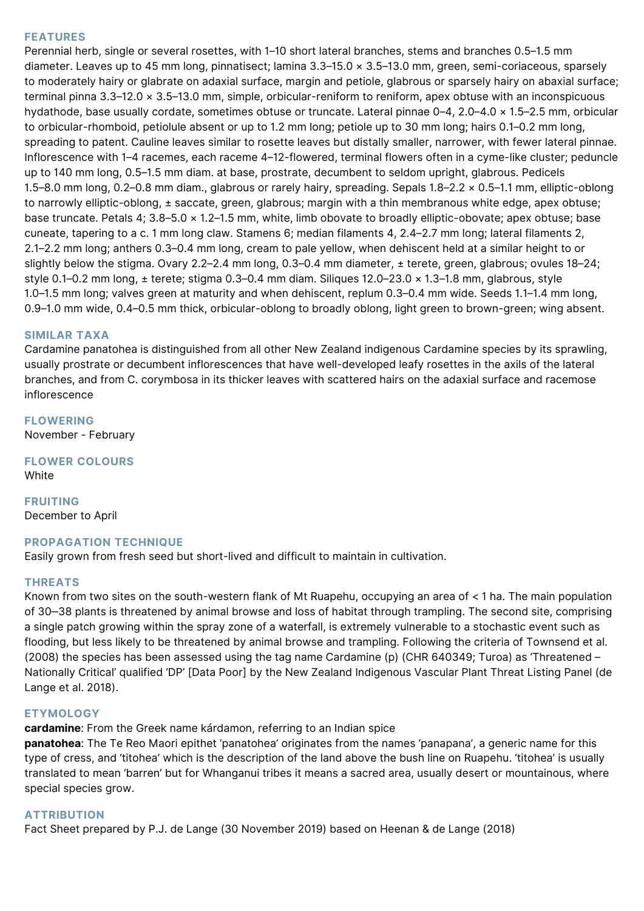## FEATURES

Perennial herb, single or several rosettes, with 1–10 short lateral branches, stems and branches 0.5–1.5 mm diameter. Leaves up to 45 mm long, pinnatisect; lamina 3.3–15.0 × 3.5–13.0 mm, green, semi-coriaceous, sparsely to moderately hairy or glabrate on adaxial surface, margin and petiole, glabrous or sparsely hairy on abaxial surface; terminal pinna 3.3–12.0 × 3.5–13.0 mm, simple, orbicular-reniform to reniform, apex obtuse with an inconspicuous hydathode, base usually cordate, sometimes obtuse or truncate. Lateral pinnae 0–4, 2.0–4.0 × 1.5–2.5 mm, orbicular to orbicular-rhomboid, petiolule absent or up to 1.2 mm long; petiole up to 30 mm long; hairs 0.1–0.2 mm long, spreading to patent. Cauline leaves similar to rosette leaves but distally smaller, narrower, with fewer lateral pinnae. Inflorescence with 1–4 racemes, each raceme 4–12-flowered, terminal flowers often in a cyme-like cluster; peduncle up to 140 mm long, 0.5–1.5 mm diam. at base, prostrate, decumbent to seldom upright, glabrous. Pedicels 1.5–8.0 mm long, 0.2–0.8 mm diam., glabrous or rarely hairy, spreading. Sepals 1.8–2.2 × 0.5–1.1 mm, elliptic-oblong to narrowly elliptic-oblong, ± saccate, green, glabrous; margin with a thin membranous white edge, apex obtuse; base truncate. Petals 4; 3.8–5.0 × 1.2–1.5 mm, white, limb obovate to broadly elliptic-obovate; apex obtuse; base cuneate, tapering to a c. 1 mm long claw. Stamens 6; median filaments 4, 2.4–2.7 mm long; lateral filaments 2, 2.1–2.2 mm long; anthers 0.3–0.4 mm long, cream to pale yellow, when dehiscent held at a similar height to or slightly below the stigma. Ovary 2.2–2.4 mm long, 0.3–0.4 mm diameter, ± terete, green, glabrous; ovules 18–24; style 0.1–0.2 mm long, ± terete; stigma 0.3–0.4 mm diam. Siliques 12.0–23.0 × 1.3–1.8 mm, glabrous, style 1.0–1.5 mm long; valves green at maturity and when dehiscent, replum 0.3–0.4 mm wide. Seeds 1.1–1.4 mm long, 0.9–1.0 mm wide, 0.4–0.5 mm thick, orbicular-oblong to broadly oblong, light green to brown-green; wing absent.

## SIMILAR TAXA

Cardamine panatohea is distinguished from all other New Zealand indigenous Cardamine species by its sprawling, usually prostrate or decumbent inflorescences that have well-developed leafy rosettes in the axils of the lateral branches, and from C. corymbosa in its thicker leaves with scattered hairs on the adaxial surface and racemose inflorescence

## FLOWERING

November - February

## FLOWER COLOURS

White

## FRUITING

December to April

## PROPAGATION TECHNIQUE

Easily grown from fresh seed but short-lived and difficult to maintain in cultivation.

## THREATS

Known from two sites on the south-western flank of Mt Ruapehu, occupying an area of < 1 ha. The main population of 30–38 plants is threatened by animal browse and loss of habitat through trampling. The second site, comprising a single patch growing within the spray zone of a waterfall, is extremely vulnerable to a stochastic event such as flooding, but less likely to be threatened by animal browse and trampling. Following the criteria of Townsend et al. (2008) the species has been assessed using the tag name Cardamine (p) (CHR 640349; Turoa) as 'Threatened – Nationally Critical' qualified 'DP' [Data Poor] by the New Zealand Indigenous Vascular Plant Threat Listing Panel (de Lange et al. 2018).

## ETYMOLOGY

**cardamine**: From the Greek name kárdamon, referring to an Indian spice

**panatohea**: The Te Reo Maori epithet 'panatohea' originates from the names 'panapana', a generic name for this type of cress, and 'titohea' which is the description of the land above the bush line on Ruapehu. 'titohea' is usually translated to mean 'barren' but for Whanganui tribes it means a sacred area, usually desert or mountainous, where special species grow.

## ATTRIBUTION

Fact Sheet prepared by P.J. de Lange (30 November 2019) based on Heenan & de Lange (2018)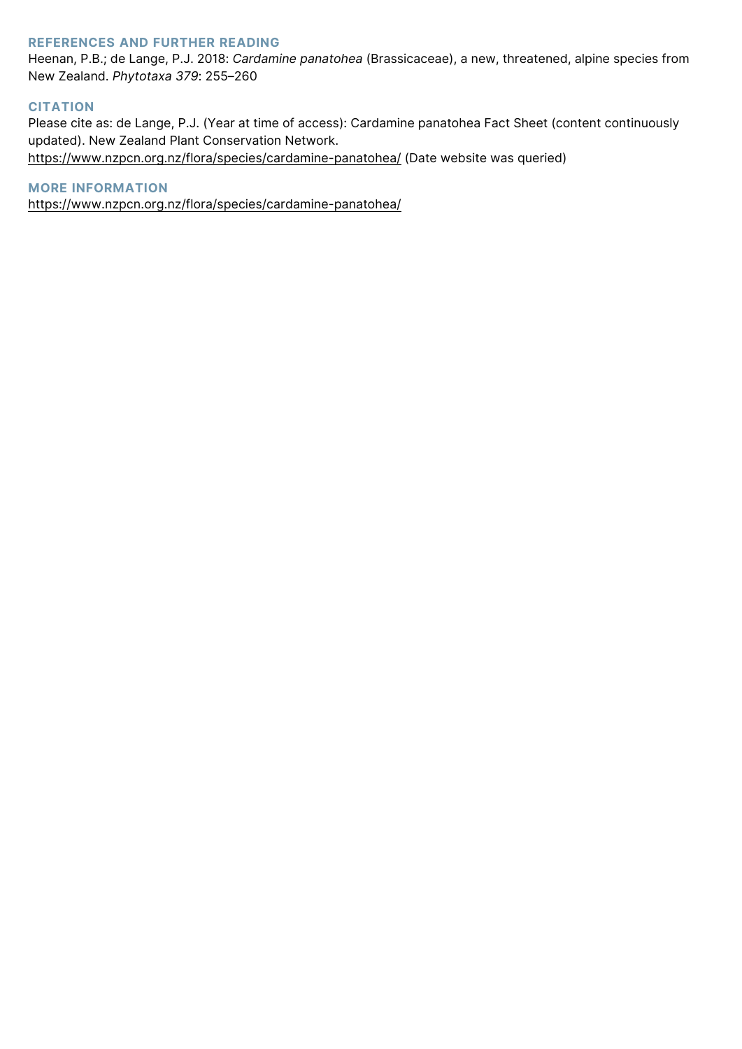## REFERENCES AND FURTHER READING

Heenan, P.B.; de Lange, P.J. 2018: *Cardamine panatohea* (Brassicaceae), a new, threatened, alpine species from New Zealand. *Phytotaxa 379*: 255–260

## CITATION

Please cite as: de Lange, P.J. (Year at time of access): Cardamine panatohea Fact Sheet (content continuously updated). New Zealand Plant Conservation Network.
https://www.nzpcn.org.nz/flora/species/cardamine-panatohea/ (Date website was queried)

## MORE INFORMATION

https://www.nzpcn.org.nz/flora/species/cardamine-panatohea/